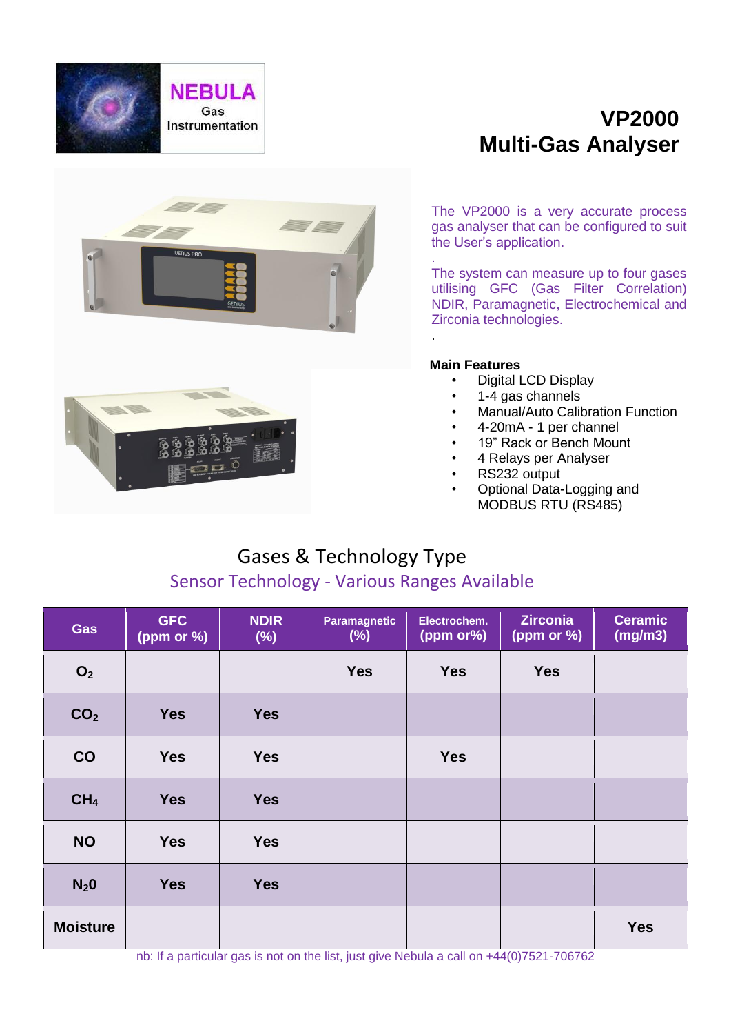NEBULA Gas Instrumentation

# VP2000 Multi-Gas Analyser

The VP2000 is a very accurate process gas analyser that can be configured to suit the User's application.

The system can measure up to four gases utilising GFC (Gas Filter Correlation) NDIR, Paramagnetic, Electrochemical and Zirconia technologies.

**Main Features**

- Digital LCD Display
- 1-4 gas channels
- Manual/Auto Calibration Function
- 4-20mA - 1 per channel
- 19" Rack or Bench Mount
- 4 Relays per Analyser
- RS232 output
- Optional Data-Logging and MODBUS RTU (RS485)

## Gases & Technology Type

### Sensor Technology - Various Ranges Available

| Gas | GFC (ppm or %) | NDIR (%) | Paramagnetic (%) | Electrochem. (ppm or%) | Zirconia (ppm or %) | Ceramic (mg/m3) |
|---|---|---|---|---|---|---|
| $O_2$ | | | Yes | Yes | Yes | |
| $CO_2$ | Yes | Yes | | | | |
| CO | Yes | Yes | | Yes | | |
| $CH_4$ | Yes | Yes | | | | |
| NO | Yes | Yes | | | | |
| $N_20$ | Yes | Yes | | | | |
| Moisture | | | | | | Yes |

nb: If a particular gas is not on the list, just give Nebula a call on +44(0)7521-706762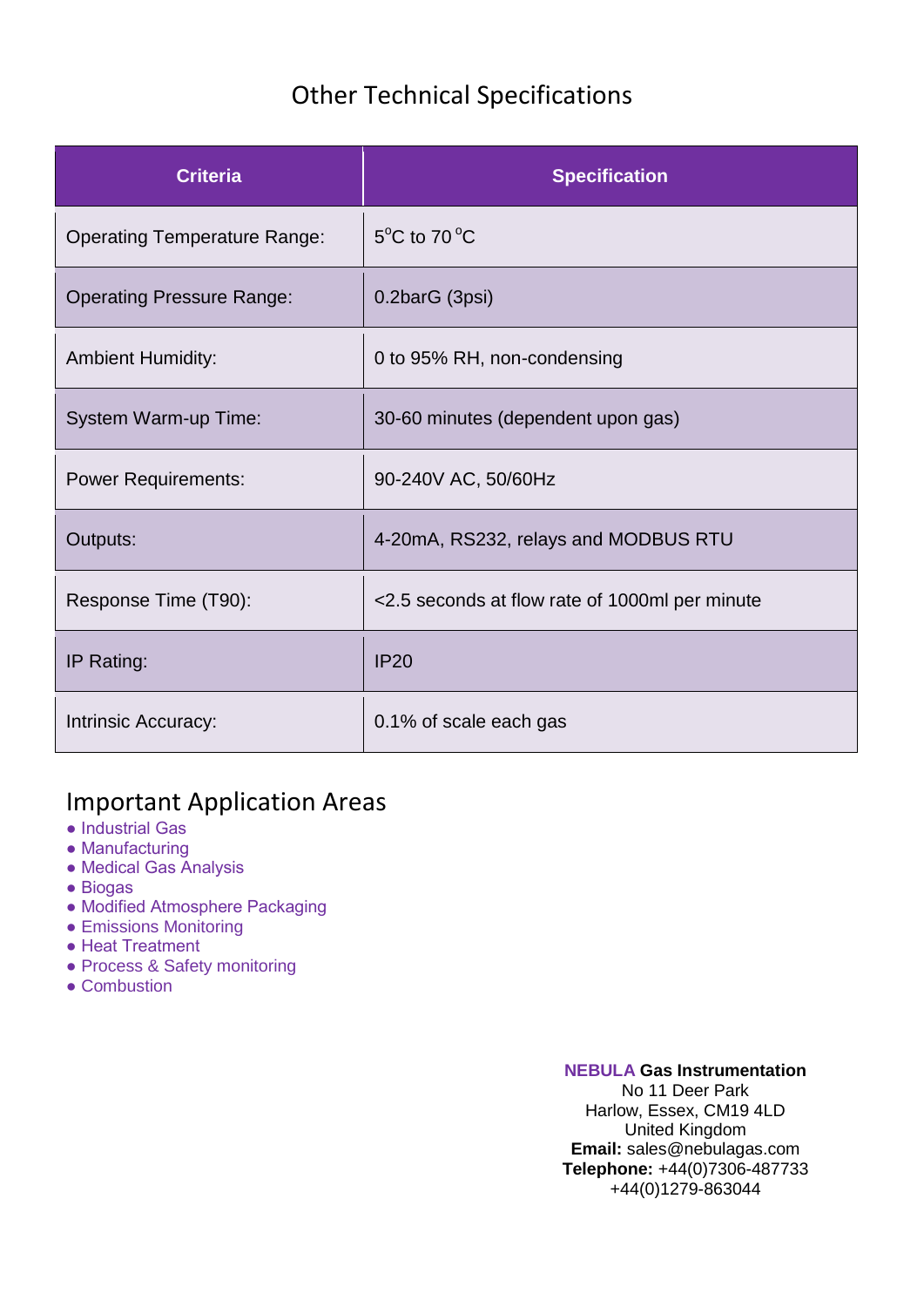# Other Technical Specifications

| Criteria | Specification |
| --- | --- |
| Operating Temperature Range: | 5°C to 70 °C |
| Operating Pressure Range: | 0.2barG (3psi) |
| Ambient Humidity: | 0 to 95% RH, non-condensing |
| System Warm-up Time: | 30-60 minutes (dependent upon gas) |
| Power Requirements: | 90-240V AC, 50/60Hz |
| Outputs: | 4-20mA, RS232, relays and MODBUS RTU |
| Response Time (T90): | <2.5 seconds at flow rate of 1000ml per minute |
| IP Rating: | IP20 |
| Intrinsic Accuracy: | 0.1% of scale each gas |

## Important Application Areas

- Industrial Gas
- Manufacturing
- Medical Gas Analysis
- Biogas
- Modified Atmosphere Packaging
- Emissions Monitoring
- Heat Treatment
- Process & Safety monitoring
- Combustion

**NEBULA Gas Instrumentation**
No 11 Deer Park
Harlow, Essex, CM19 4LD
United Kingdom
**Email:** sales@nebulagas.com
**Telephone:** +44(0)7306-487733
+44(0)1279-863044